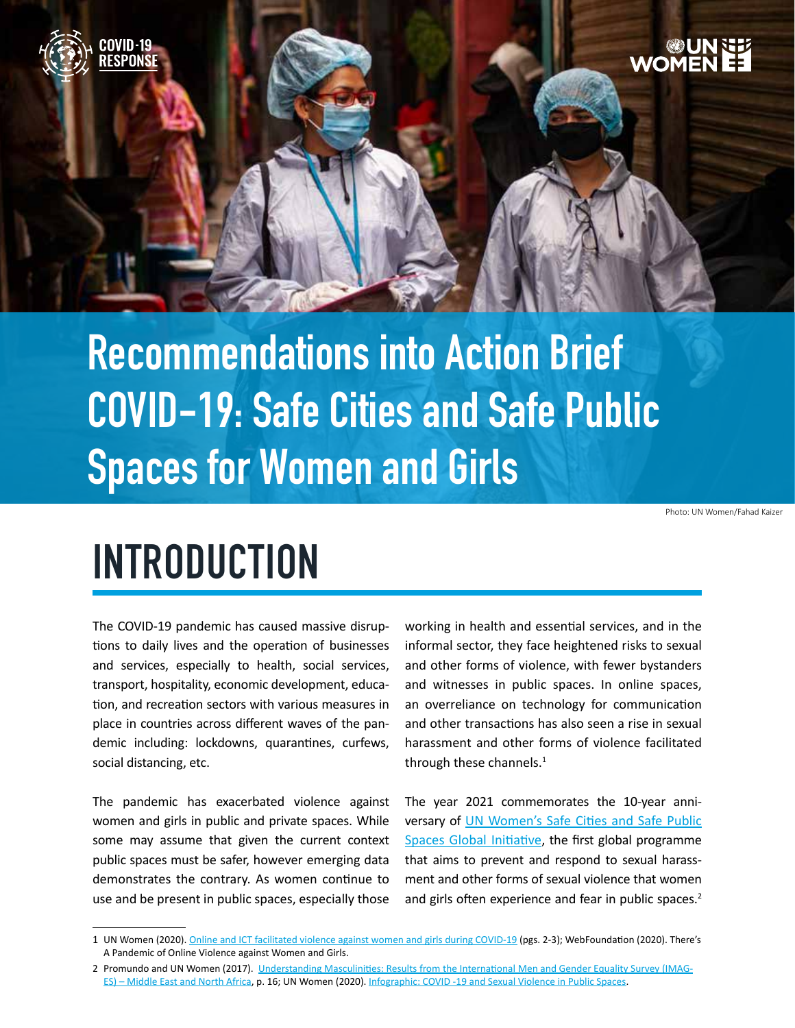COVID-19 RESPONSE

UN WOMEN

# Recommendations into Action Brief COVID-19: Safe Cities and Safe Public Spaces for Women and Girls

Photo: UN Women/Fahad Kaizer

## INTRODUCTION

The COVID-19 pandemic has caused massive disruptions to daily lives and the operation of businesses and services, especially to health, social services, transport, hospitality, economic development, education, and recreation sectors with various measures in place in countries across different waves of the pandemic including: lockdowns, quarantines, curfews, social distancing, etc.

The pandemic has exacerbated violence against women and girls in public and private spaces. While some may assume that given the current context public spaces must be safer, however emerging data demonstrates the contrary. As women continue to use and be present in public spaces, especially those working in health and essential services, and in the informal sector, they face heightened risks to sexual and other forms of violence, with fewer bystanders and witnesses in public spaces. In online spaces, an overreliance on technology for communication and other transactions has also seen a rise in sexual harassment and other forms of violence facilitated through these channels.[1]

The year 2021 commemorates the 10-year anniversary of UN Women's Safe Cities and Safe Public Spaces Global Initiative, the first global programme that aims to prevent and respond to sexual harassment and other forms of sexual violence that women and girls often experience and fear in public spaces.[2]

---

1 UN Women (2020). Online and ICT facilitated violence against women and girls during COVID-19 (pgs. 2-3); WebFoundation (2020). There's A Pandemic of Online Violence against Women and Girls.

2 Promundo and UN Women (2017). Understanding Masculinities: Results from the International Men and Gender Equality Survey (IMAGES) – Middle East and North Africa, p. 16; UN Women (2020). Infographic: COVID -19 and Sexual Violence in Public Spaces.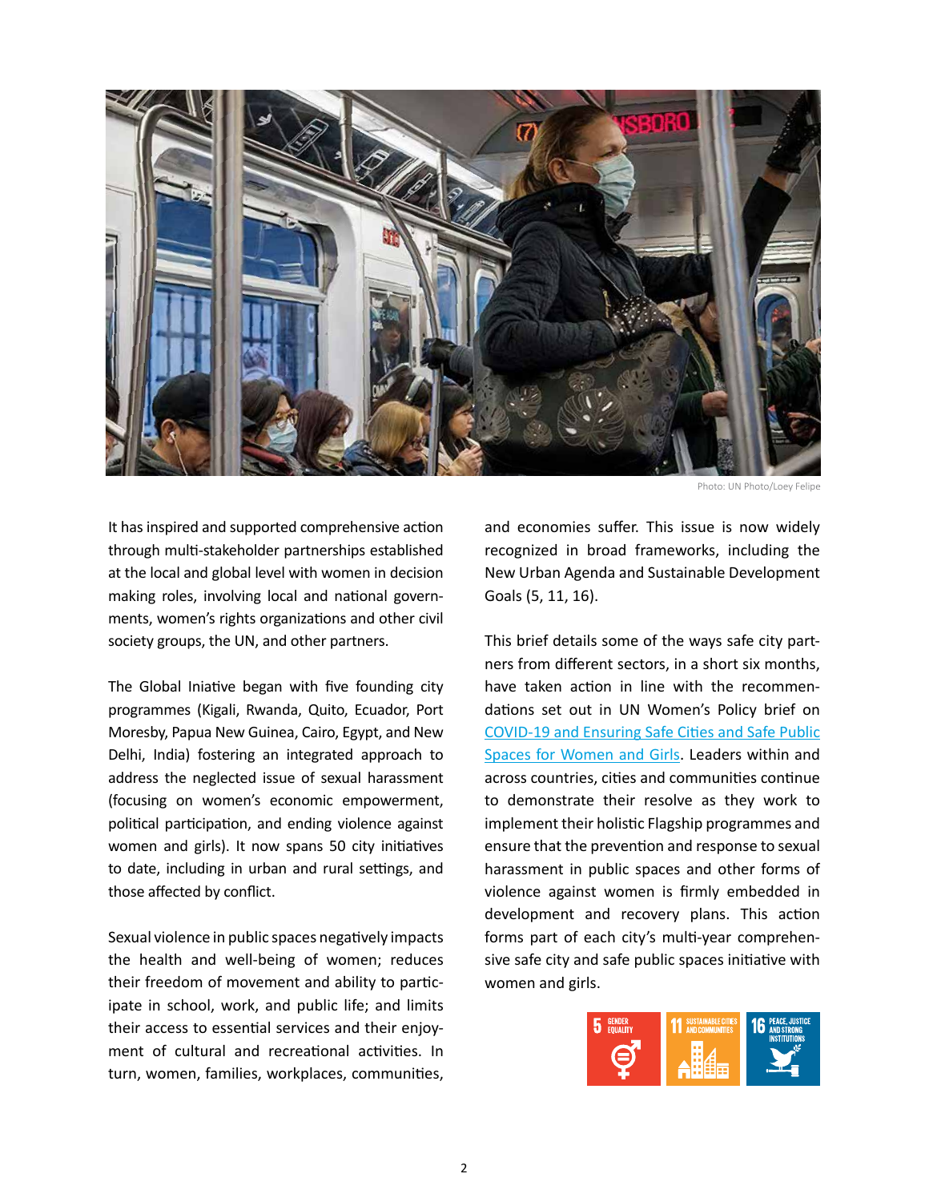Photo: UN Photo/Loey Felipe

It has inspired and supported comprehensive action through multi-stakeholder partnerships established at the local and global level with women in decision making roles, involving local and national governments, women's rights organizations and other civil society groups, the UN, and other partners.

The Global Iniative began with five founding city programmes (Kigali, Rwanda, Quito, Ecuador, Port Moresby, Papua New Guinea, Cairo, Egypt, and New Delhi, India) fostering an integrated approach to address the neglected issue of sexual harassment (focusing on women's economic empowerment, political participation, and ending violence against women and girls). It now spans 50 city initiatives to date, including in urban and rural settings, and those affected by conflict.

Sexual violence in public spaces negatively impacts the health and well-being of women; reduces their freedom of movement and ability to participate in school, work, and public life; and limits their access to essential services and their enjoyment of cultural and recreational activities. In turn, women, families, workplaces, communities, and economies suffer. This issue is now widely recognized in broad frameworks, including the New Urban Agenda and Sustainable Development Goals (5, 11, 16).

This brief details some of the ways safe city partners from different sectors, in a short six months, have taken action in line with the recommendations set out in UN Women's Policy brief on [COVID-19 and Ensuring Safe Cities and Safe Public Spaces for Women and Girls](). Leaders within and across countries, cities and communities continue to demonstrate their resolve as they work to implement their holistic Flagship programmes and ensure that the prevention and response to sexual harassment in public spaces and other forms of violence against women is firmly embedded in development and recovery plans. This action forms part of each city's multi-year comprehensive safe city and safe public spaces initiative with women and girls.

5 GENDER EQUALITY | 11 SUSTAINABLE CITIES AND COMMUNITIES | 16 PEACE, JUSTICE AND STRONG INSTITUTIONS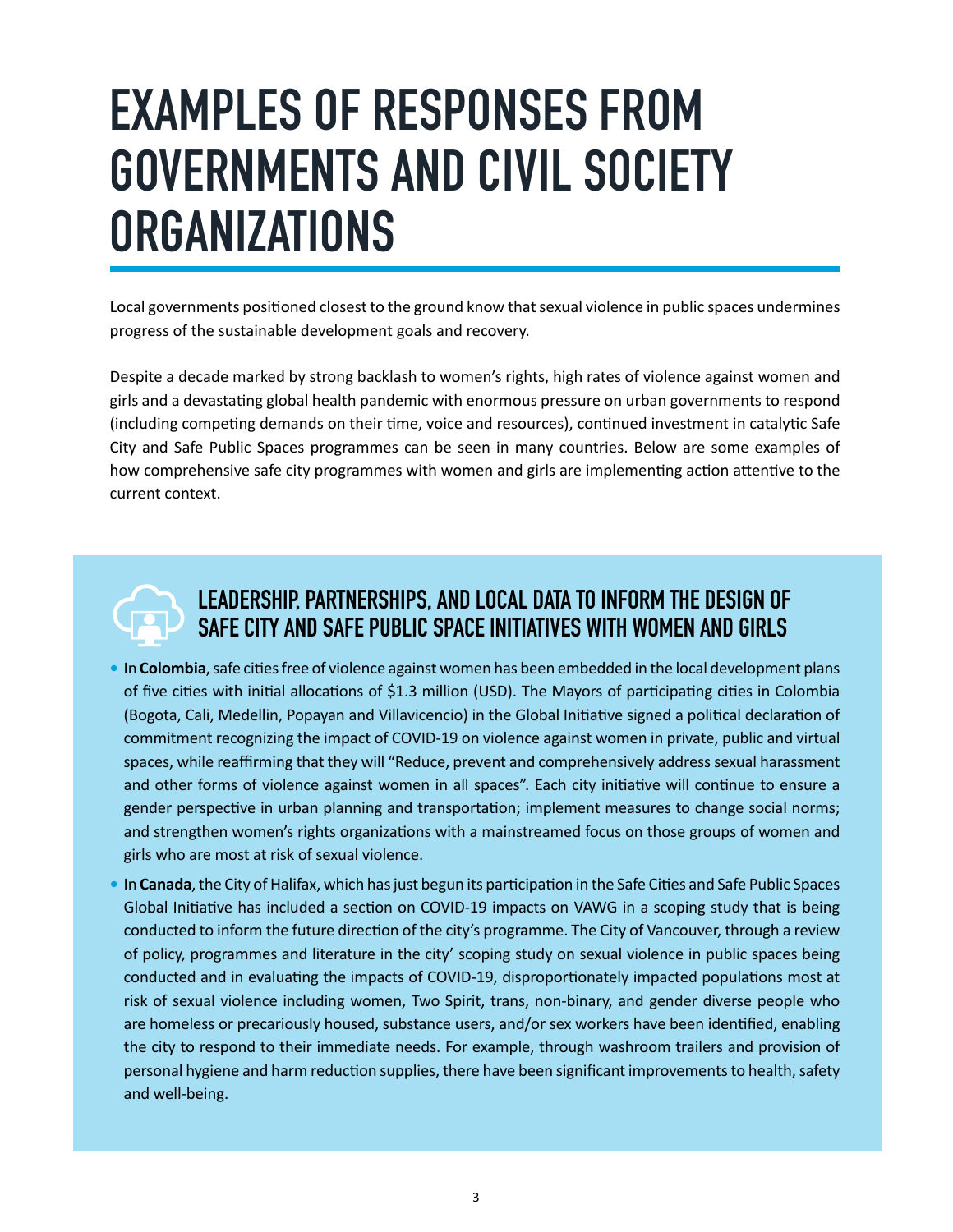# EXAMPLES OF RESPONSES FROM GOVERNMENTS AND CIVIL SOCIETY ORGANIZATIONS

Local governments positioned closest to the ground know that sexual violence in public spaces undermines progress of the sustainable development goals and recovery.

Despite a decade marked by strong backlash to women's rights, high rates of violence against women and girls and a devastating global health pandemic with enormous pressure on urban governments to respond (including competing demands on their time, voice and resources), continued investment in catalytic Safe City and Safe Public Spaces programmes can be seen in many countries. Below are some examples of how comprehensive safe city programmes with women and girls are implementing action attentive to the current context.

## LEADERSHIP, PARTNERSHIPS, AND LOCAL DATA TO INFORM THE DESIGN OF SAFE CITY AND SAFE PUBLIC SPACE INITIATIVES WITH WOMEN AND GIRLS

- In **Colombia**, safe cities free of violence against women has been embedded in the local development plans of five cities with initial allocations of $1.3 million (USD). The Mayors of participating cities in Colombia (Bogota, Cali, Medellin, Popayan and Villavicencio) in the Global Initiative signed a political declaration of commitment recognizing the impact of COVID-19 on violence against women in private, public and virtual spaces, while reaffirming that they will "Reduce, prevent and comprehensively address sexual harassment and other forms of violence against women in all spaces". Each city initiative will continue to ensure a gender perspective in urban planning and transportation; implement measures to change social norms; and strengthen women's rights organizations with a mainstreamed focus on those groups of women and girls who are most at risk of sexual violence.
- In **Canada**, the City of Halifax, which has just begun its participation in the Safe Cities and Safe Public Spaces Global Initiative has included a section on COVID-19 impacts on VAWG in a scoping study that is being conducted to inform the future direction of the city's programme. The City of Vancouver, through a review of policy, programmes and literature in the city' scoping study on sexual violence in public spaces being conducted and in evaluating the impacts of COVID-19, disproportionately impacted populations most at risk of sexual violence including women, Two Spirit, trans, non-binary, and gender diverse people who are homeless or precariously housed, substance users, and/or sex workers have been identified, enabling the city to respond to their immediate needs. For example, through washroom trailers and provision of personal hygiene and harm reduction supplies, there have been significant improvements to health, safety and well-being.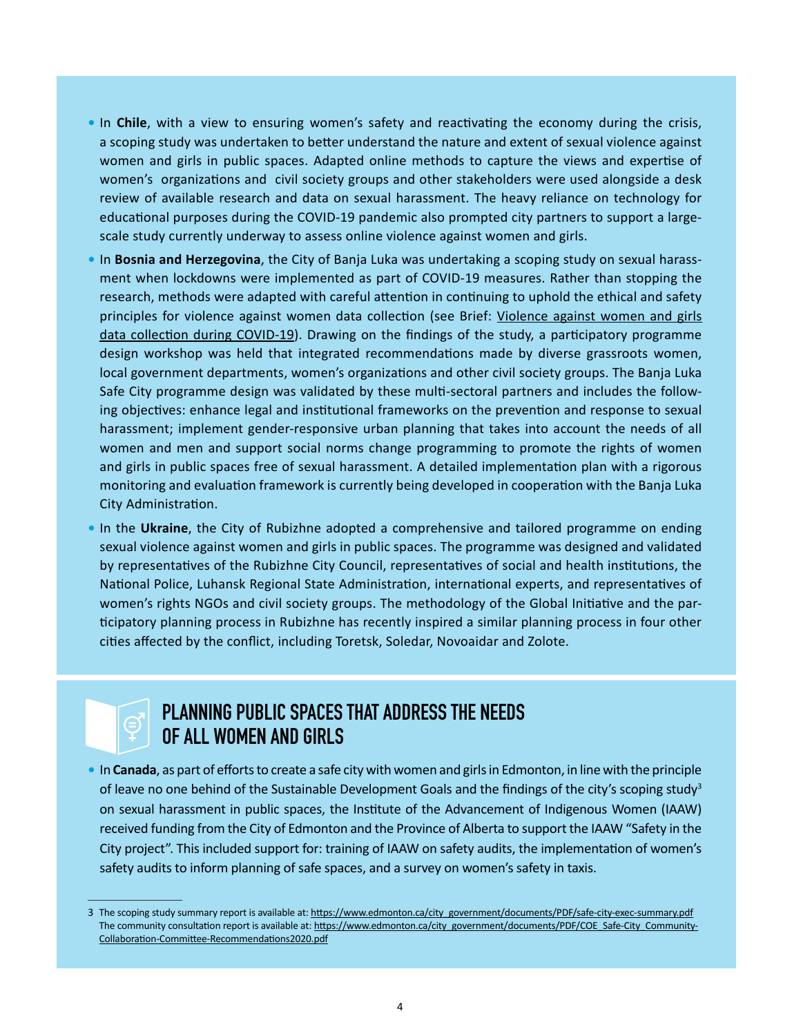- In **Chile**, with a view to ensuring women's safety and reactivating the economy during the crisis, a scoping study was undertaken to better understand the nature and extent of sexual violence against women and girls in public spaces. Adapted online methods to capture the views and expertise of women's organizations and civil society groups and other stakeholders were used alongside a desk review of available research and data on sexual harassment. The heavy reliance on technology for educational purposes during the COVID-19 pandemic also prompted city partners to support a large-scale study currently underway to assess online violence against women and girls.
- In **Bosnia and Herzegovina**, the City of Banja Luka was undertaking a scoping study on sexual harassment when lockdowns were implemented as part of COVID-19 measures. Rather than stopping the research, methods were adapted with careful attention in continuing to uphold the ethical and safety principles for violence against women data collection (see Brief: Violence against women and girls data collection during COVID-19). Drawing on the findings of the study, a participatory programme design workshop was held that integrated recommendations made by diverse grassroots women, local government departments, women's organizations and other civil society groups. The Banja Luka Safe City programme design was validated by these multi-sectoral partners and includes the following objectives: enhance legal and institutional frameworks on the prevention and response to sexual harassment; implement gender-responsive urban planning that takes into account the needs of all women and men and support social norms change programming to promote the rights of women and girls in public spaces free of sexual harassment. A detailed implementation plan with a rigorous monitoring and evaluation framework is currently being developed in cooperation with the Banja Luka City Administration.
- In the **Ukraine**, the City of Rubizhne adopted a comprehensive and tailored programme on ending sexual violence against women and girls in public spaces. The programme was designed and validated by representatives of the Rubizhne City Council, representatives of social and health institutions, the National Police, Luhansk Regional State Administration, international experts, and representatives of women's rights NGOs and civil society groups. The methodology of the Global Initiative and the participatory planning process in Rubizhne has recently inspired a similar planning process in four other cities affected by the conflict, including Toretsk, Soledar, Novoaidar and Zolote.

## PLANNING PUBLIC SPACES THAT ADDRESS THE NEEDS OF ALL WOMEN AND GIRLS

- In **Canada**, as part of efforts to create a safe city with women and girls in Edmonton, in line with the principle of leave no one behind of the Sustainable Development Goals and the findings of the city's scoping study[3] on sexual harassment in public spaces, the Institute of the Advancement of Indigenous Women (IAAW) received funding from the City of Edmonton and the Province of Alberta to support the IAAW "Safety in the City project". This included support for: training of IAAW on safety audits, the implementation of women's safety audits to inform planning of safe spaces, and a survey on women's safety in taxis.

---

3 The scoping study summary report is available at: https://www.edmonton.ca/city_government/documents/PDF/safe-city-exec-summary.pdf
The community consultation report is available at: https://www.edmonton.ca/city_government/documents/PDF/COE_Safe-City_Community-Collaboration-Committee-Recommendations2020.pdf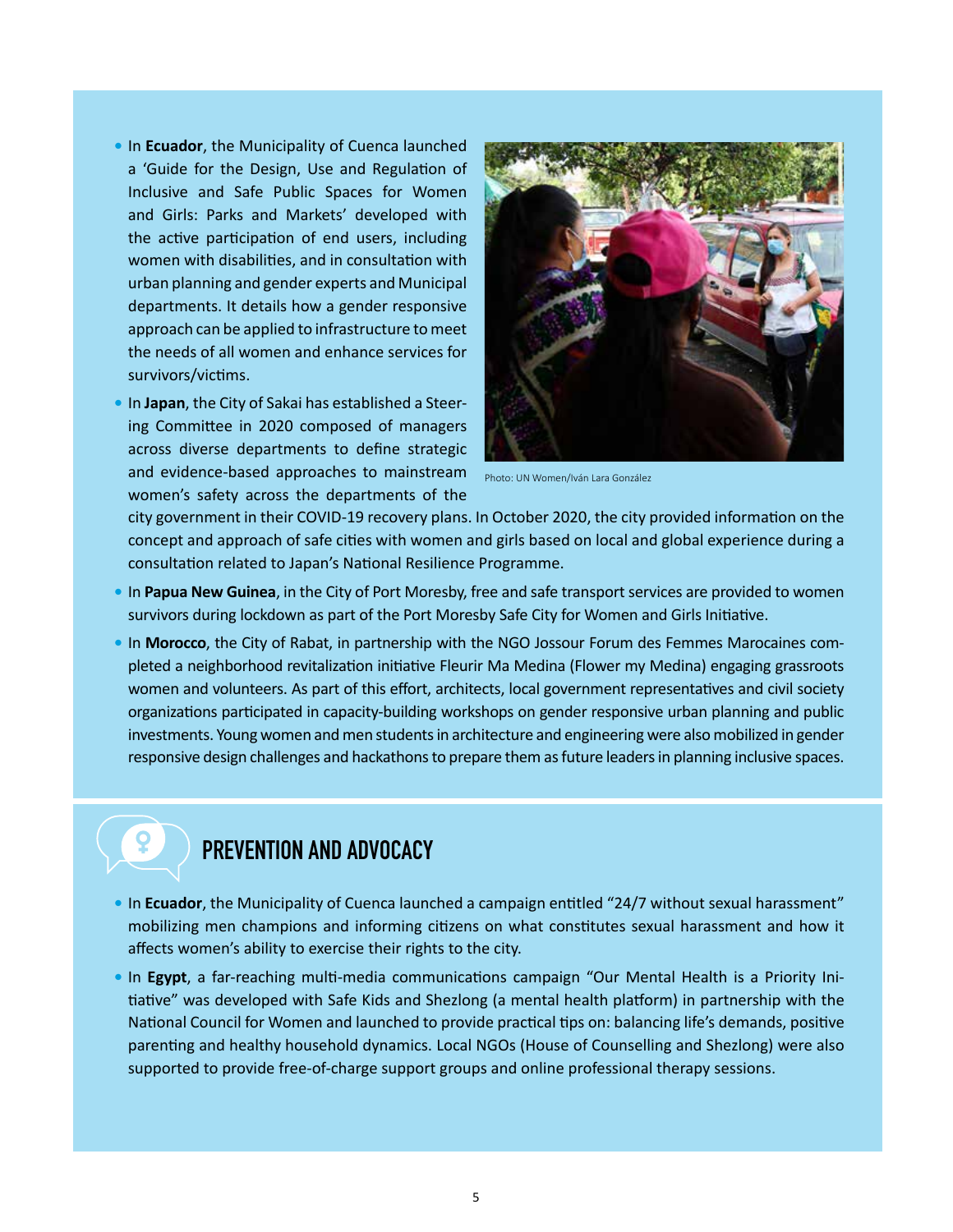- In **Ecuador**, the Municipality of Cuenca launched a 'Guide for the Design, Use and Regulation of Inclusive and Safe Public Spaces for Women and Girls: Parks and Markets' developed with the active participation of end users, including women with disabilities, and in consultation with urban planning and gender experts and Municipal departments. It details how a gender responsive approach can be applied to infrastructure to meet the needs of all women and enhance services for survivors/victims.
- In **Japan**, the City of Sakai has established a Steering Committee in 2020 composed of managers across diverse departments to define strategic and evidence-based approaches to mainstream women's safety across the departments of the city government in their COVID-19 recovery plans. In October 2020, the city provided information on the concept and approach of safe cities with women and girls based on local and global experience during a consultation related to Japan's National Resilience Programme.

Photo: UN Women/Iván Lara González

- In **Papua New Guinea**, in the City of Port Moresby, free and safe transport services are provided to women survivors during lockdown as part of the Port Moresby Safe City for Women and Girls Initiative.
- In **Morocco**, the City of Rabat, in partnership with the NGO Jossour Forum des Femmes Marocaines completed a neighborhood revitalization initiative Fleurir Ma Medina (Flower my Medina) engaging grassroots women and volunteers. As part of this effort, architects, local government representatives and civil society organizations participated in capacity-building workshops on gender responsive urban planning and public investments. Young women and men students in architecture and engineering were also mobilized in gender responsive design challenges and hackathons to prepare them as future leaders in planning inclusive spaces.

## PREVENTION AND ADVOCACY

- In **Ecuador**, the Municipality of Cuenca launched a campaign entitled "24/7 without sexual harassment" mobilizing men champions and informing citizens on what constitutes sexual harassment and how it affects women's ability to exercise their rights to the city.
- In **Egypt**, a far-reaching multi-media communications campaign "Our Mental Health is a Priority Initiative" was developed with Safe Kids and Shezlong (a mental health platform) in partnership with the National Council for Women and launched to provide practical tips on: balancing life's demands, positive parenting and healthy household dynamics. Local NGOs (House of Counselling and Shezlong) were also supported to provide free-of-charge support groups and online professional therapy sessions.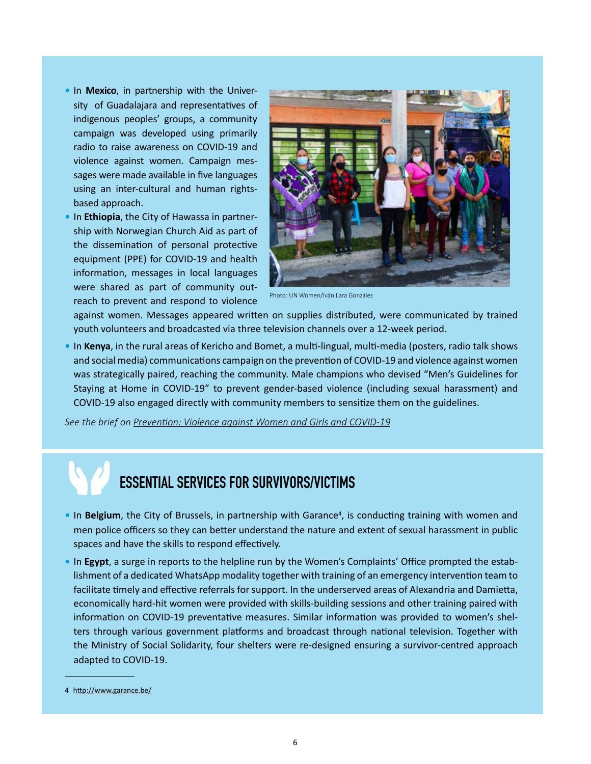- In **Mexico**, in partnership with the University of Guadalajara and representatives of indigenous peoples' groups, a community campaign was developed using primarily radio to raise awareness on COVID-19 and violence against women. Campaign messages were made available in five languages using an inter-cultural and human rights-based approach.
- In **Ethiopia**, the City of Hawassa in partnership with Norwegian Church Aid as part of the dissemination of personal protective equipment (PPE) for COVID-19 and health information, messages in local languages were shared as part of community outreach to prevent and respond to violence against women. Messages appeared written on supplies distributed, were communicated by trained youth volunteers and broadcasted via three television channels over a 12-week period.

Photo: UN Women/Iván Lara González

- In **Kenya**, in the rural areas of Kericho and Bomet, a multi-lingual, multi-media (posters, radio talk shows and social media) communications campaign on the prevention of COVID-19 and violence against women was strategically paired, reaching the community. Male champions who devised "Men's Guidelines for Staying at Home in COVID-19" to prevent gender-based violence (including sexual harassment) and COVID-19 also engaged directly with community members to sensitize them on the guidelines.

*See the brief on Prevention: Violence against Women and Girls and COVID-19*

## ESSENTIAL SERVICES FOR SURVIVORS/VICTIMS

- In **Belgium**, the City of Brussels, in partnership with Garance[4], is conducting training with women and men police officers so they can better understand the nature and extent of sexual harassment in public spaces and have the skills to respond effectively.
- In **Egypt**, a surge in reports to the helpline run by the Women's Complaints' Office prompted the establishment of a dedicated WhatsApp modality together with training of an emergency intervention team to facilitate timely and effective referrals for support. In the underserved areas of Alexandria and Damietta, economically hard-hit women were provided with skills-building sessions and other training paired with information on COVID-19 preventative measures. Similar information was provided to women's shelters through various government platforms and broadcast through national television. Together with the Ministry of Social Solidarity, four shelters were re-designed ensuring a survivor-centred approach adapted to COVID-19.

---

4 http://www.garance.be/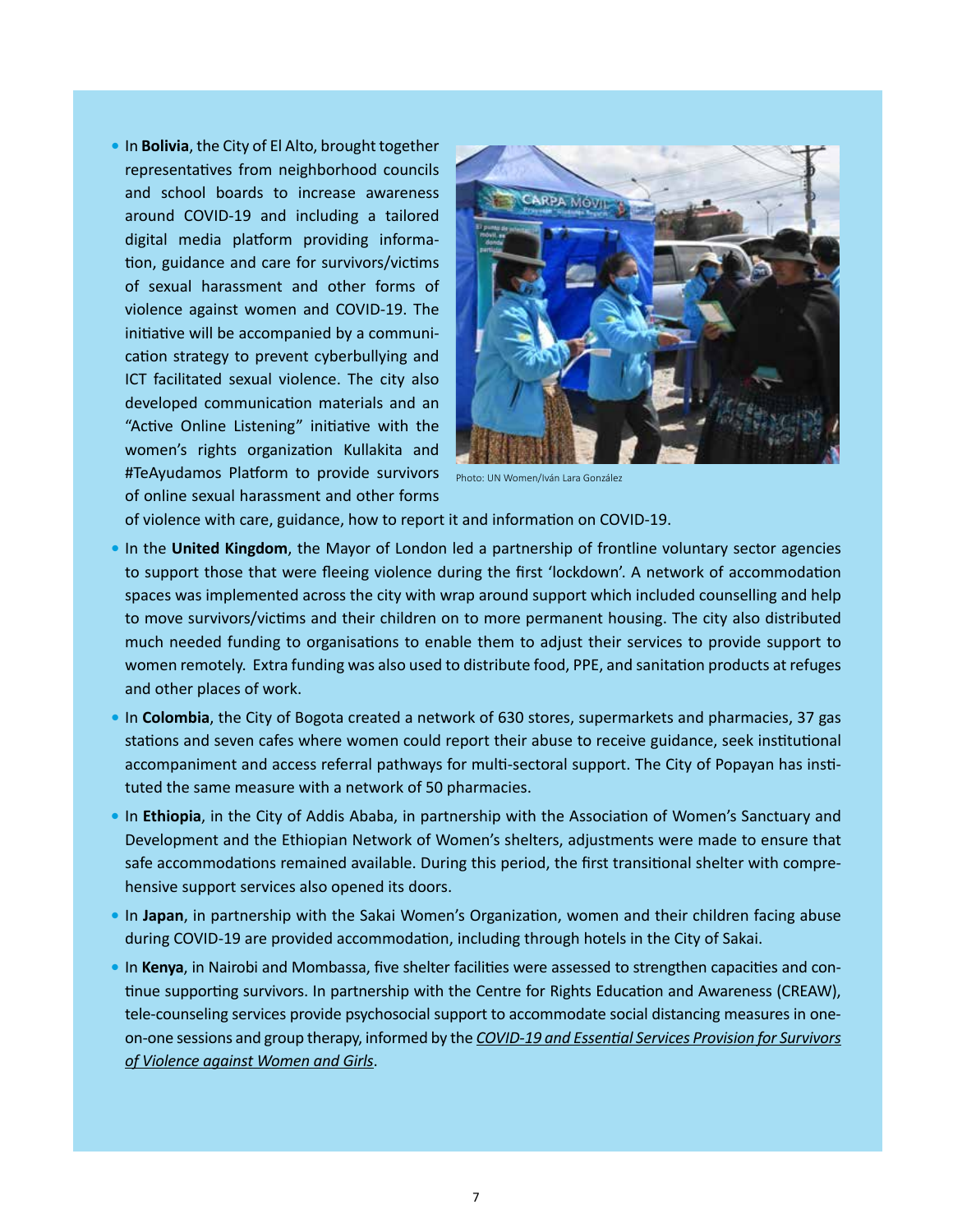- In **Bolivia**, the City of El Alto, brought together representatives from neighborhood councils and school boards to increase awareness around COVID-19 and including a tailored digital media platform providing information, guidance and care for survivors/victims of sexual harassment and other forms of violence against women and COVID-19. The initiative will be accompanied by a communication strategy to prevent cyberbullying and ICT facilitated sexual violence. The city also developed communication materials and an "Active Online Listening" initiative with the women's rights organization Kullakita and #TeAyudamos Platform to provide survivors of online sexual harassment and other forms of violence with care, guidance, how to report it and information on COVID-19.

Photo: UN Women/Iván Lara González

- In the **United Kingdom**, the Mayor of London led a partnership of frontline voluntary sector agencies to support those that were fleeing violence during the first 'lockdown'. A network of accommodation spaces was implemented across the city with wrap around support which included counselling and help to move survivors/victims and their children on to more permanent housing. The city also distributed much needed funding to organisations to enable them to adjust their services to provide support to women remotely. Extra funding was also used to distribute food, PPE, and sanitation products at refuges and other places of work.
- In **Colombia**, the City of Bogota created a network of 630 stores, supermarkets and pharmacies, 37 gas stations and seven cafes where women could report their abuse to receive guidance, seek institutional accompaniment and access referral pathways for multi-sectoral support. The City of Popayan has instituted the same measure with a network of 50 pharmacies.
- In **Ethiopia**, in the City of Addis Ababa, in partnership with the Association of Women's Sanctuary and Development and the Ethiopian Network of Women's shelters, adjustments were made to ensure that safe accommodations remained available. During this period, the first transitional shelter with comprehensive support services also opened its doors.
- In **Japan**, in partnership with the Sakai Women's Organization, women and their children facing abuse during COVID-19 are provided accommodation, including through hotels in the City of Sakai.
- In **Kenya**, in Nairobi and Mombassa, five shelter facilities were assessed to strengthen capacities and continue supporting survivors. In partnership with the Centre for Rights Education and Awareness (CREAW), tele-counseling services provide psychosocial support to accommodate social distancing measures in one-on-one sessions and group therapy, informed by the *COVID-19 and Essential Services Provision for Survivors of Violence against Women and Girls*.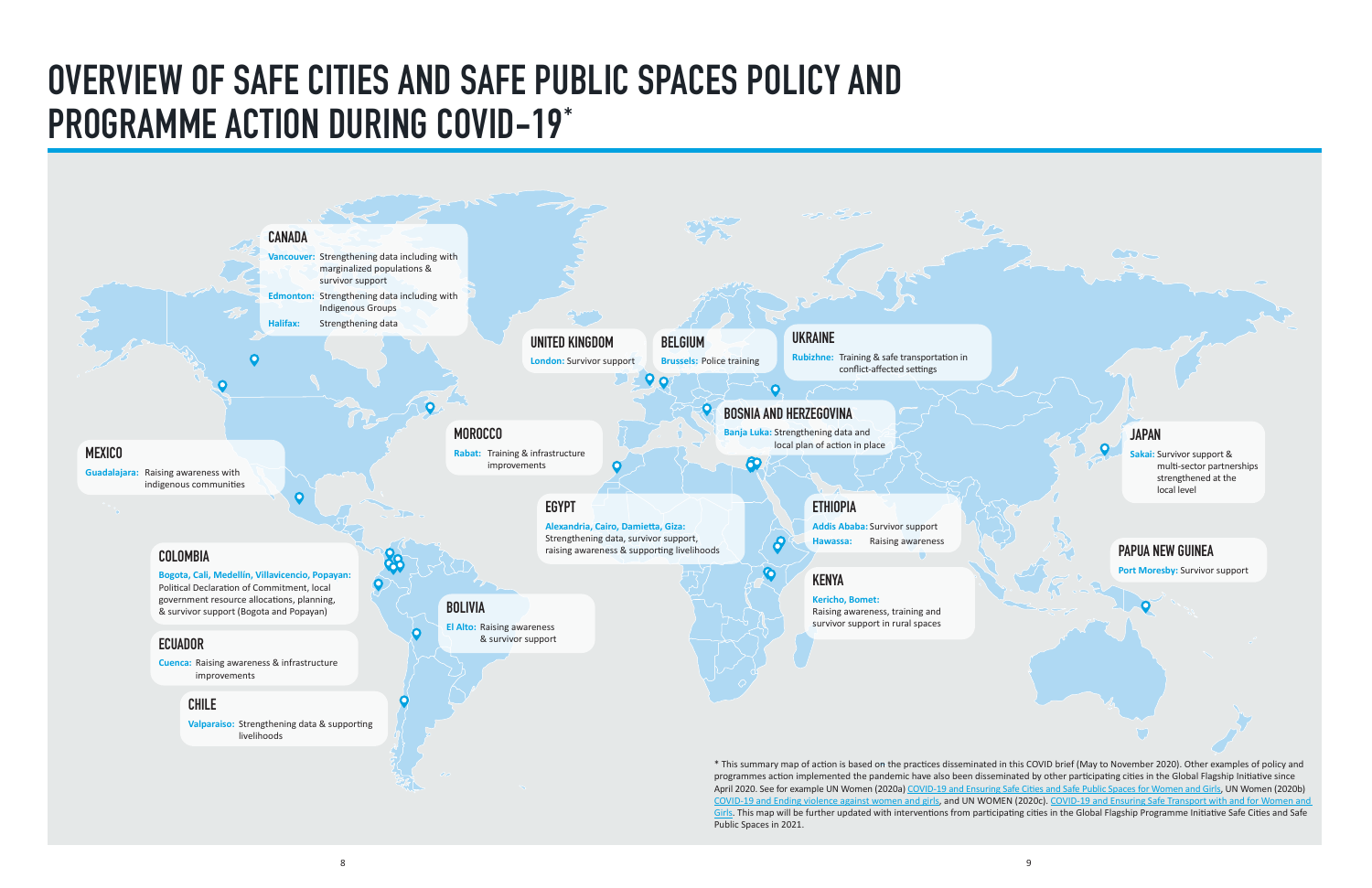# OVERVIEW OF SAFE CITIES AND SAFE PUBLIC SPACES POLICY AND PROGRAMME ACTION DURING COVID-19*

## CANADA

**Vancouver:** Strengthening data including with marginalized populations & survivor support

**Edmonton:** Strengthening data including with Indigenous Groups

**Halifax:** Strengthening data

## MEXICO

**Guadalajara:** Raising awareness with indigenous communities

## COLOMBIA

**Bogota, Cali, Medellín, Villavicencio, Popayan:** Political Declaration of Commitment, local government resource allocations, planning, & survivor support (Bogota and Popayan)

## ECUADOR

**Cuenca:** Raising awareness & infrastructure improvements

## CHILE

**Valparaiso:** Strengthening data & supporting livelihoods

## BOLIVIA

**El Alto:** Raising awareness & survivor support

## UNITED KINGDOM

**London:** Survivor support

## BELGIUM

**Brussels:** Police training

## UKRAINE

**Rubizhne:** Training & safe transportation in conflict-affected settings

## BOSNIA AND HERZEGOVINA

**Banja Luka:** Strengthening data and local plan of action in place

## MOROCCO

**Rabat:** Training & infrastructure improvements

## EGYPT

**Alexandria, Cairo, Damietta, Giza:** Strengthening data, survivor support, raising awareness & supporting livelihoods

## ETHIOPIA

**Addis Ababa:** Survivor support

**Hawassa:** Raising awareness

## KENYA

**Kericho, Bomet:** Raising awareness, training and survivor support in rural spaces

## JAPAN

**Sakai:** Survivor support & multi-sector partnerships strengthened at the local level

## PAPUA NEW GUINEA

**Port Moresby:** Survivor support

* This summary map of action is based on the practices disseminated in this COVID brief (May to November 2020). Other examples of policy and programmes action implemented the pandemic have also been disseminated by other participating cities in the Global Flagship Initiative since April 2020. See for example UN Women (2020a) COVID-19 and Ensuring Safe Cities and Safe Public Spaces for Women and Girls, UN Women (2020b) COVID-19 and Ending violence against women and girls, and UN WOMEN (2020c). COVID-19 and Ensuring Safe Transport with and for Women and Girls. This map will be further updated with interventions from participating cities in the Global Flagship Programme Initiative Safe Cities and Safe Public Spaces in 2021.